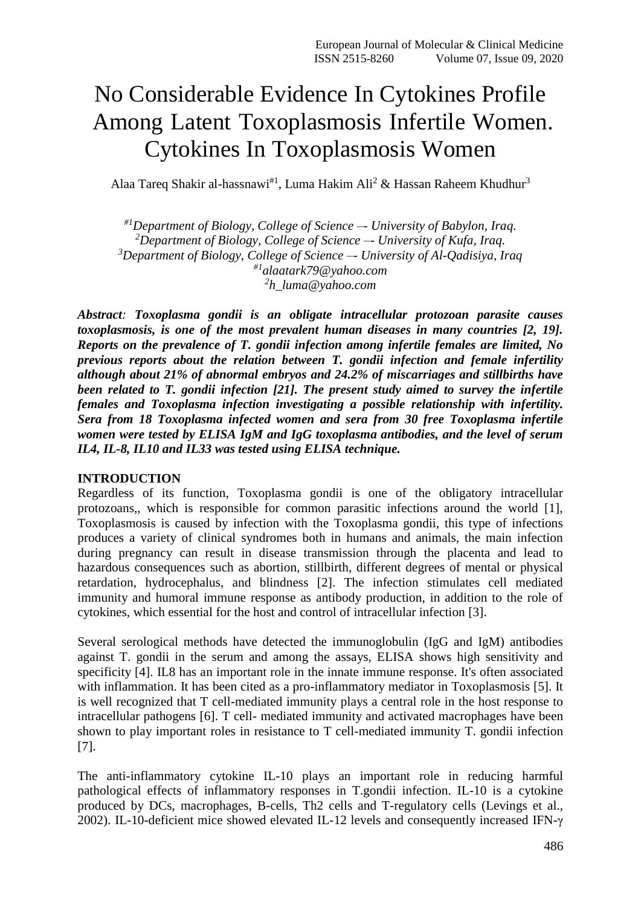# No Considerable Evidence In Cytokines Profile Among Latent Toxoplasmosis Infertile Women. Cytokines In Toxoplasmosis Women

Alaa Tareq Shakir al-hassnawi[#1], Luma Hakim Ali[2] & Hassan Raheem Khudhur[3]

*[#1]Department of Biology, College of Science –- University of Babylon, Iraq.*
*[2]Department of Biology, College of Science –- University of Kufa, Iraq.*
*[3]Department of Biology, College of Science –- University of Al-Qadisiya, Iraq*
*[#1]alaatark79@yahoo.com*
*[2]h_luma@yahoo.com*

***Abstract**: Toxoplasma gondii is an obligate intracellular protozoan parasite causes toxoplasmosis, is one of the most prevalent human diseases in many countries [2, 19]. Reports on the prevalence of T. gondii infection among infertile females are limited, No previous reports about the relation between T. gondii infection and female infertility although about 21% of abnormal embryos and 24.2% of miscarriages and stillbirths have been related to T. gondii infection [21]. The present study aimed to survey the infertile females and Toxoplasma infection investigating a possible relationship with infertility. Sera from 18 Toxoplasma infected women and sera from 30 free Toxoplasma infertile women were tested by ELISA IgM and IgG toxoplasma antibodies, and the level of serum IL4, IL-8, IL10 and IL33 was tested using ELISA technique.*

## INTRODUCTION

Regardless of its function, Toxoplasma gondii is one of the obligatory intracellular protozoans,, which is responsible for common parasitic infections around the world [1], Toxoplasmosis is caused by infection with the Toxoplasma gondii, this type of infections produces a variety of clinical syndromes both in humans and animals, the main infection during pregnancy can result in disease transmission through the placenta and lead to hazardous consequences such as abortion, stillbirth, different degrees of mental or physical retardation, hydrocephalus, and blindness [2]. The infection stimulates cell mediated immunity and humoral immune response as antibody production, in addition to the role of cytokines, which essential for the host and control of intracellular infection [3].

Several serological methods have detected the immunoglobulin (IgG and IgM) antibodies against T. gondii in the serum and among the assays, ELISA shows high sensitivity and specificity [4]. IL8 has an important role in the innate immune response. It's often associated with inflammation. It has been cited as a pro-inflammatory mediator in Toxoplasmosis [5]. It is well recognized that T cell-mediated immunity plays a central role in the host response to intracellular pathogens [6]. T cell- mediated immunity and activated macrophages have been shown to play important roles in resistance to T cell-mediated immunity T. gondii infection [7].

The anti-inflammatory cytokine IL-10 plays an important role in reducing harmful pathological effects of inflammatory responses in T.gondii infection. IL-10 is a cytokine produced by DCs, macrophages, B-cells, Th2 cells and T-regulatory cells (Levings et al., 2002). IL-10-deficient mice showed elevated IL-12 levels and consequently increased IFN-γ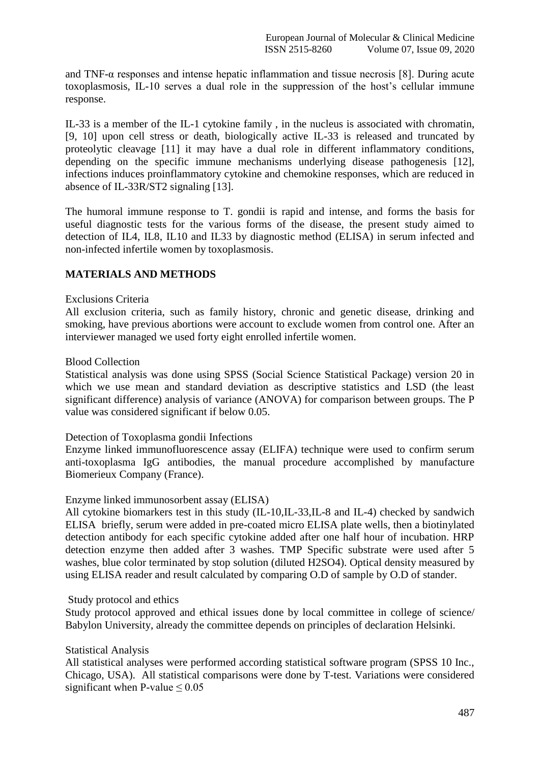and TNF-α responses and intense hepatic inflammation and tissue necrosis [8]. During acute toxoplasmosis, IL-10 serves a dual role in the suppression of the host's cellular immune response.

IL-33 is a member of the IL-1 cytokine family , in the nucleus is associated with chromatin, [9, 10] upon cell stress or death, biologically active IL-33 is released and truncated by proteolytic cleavage [11] it may have a dual role in different inflammatory conditions, depending on the specific immune mechanisms underlying disease pathogenesis [12], infections induces proinflammatory cytokine and chemokine responses, which are reduced in absence of IL-33R/ST2 signaling [13].

The humoral immune response to T. gondii is rapid and intense, and forms the basis for useful diagnostic tests for the various forms of the disease, the present study aimed to detection of IL4, IL8, IL10 and IL33 by diagnostic method (ELISA) in serum infected and non-infected infertile women by toxoplasmosis.

## MATERIALS AND METHODS

### Exclusions Criteria

All exclusion criteria, such as family history, chronic and genetic disease, drinking and smoking, have previous abortions were account to exclude women from control one. After an interviewer managed we used forty eight enrolled infertile women.

### Blood Collection

Statistical analysis was done using SPSS (Social Science Statistical Package) version 20 in which we use mean and standard deviation as descriptive statistics and LSD (the least significant difference) analysis of variance (ANOVA) for comparison between groups. The P value was considered significant if below 0.05.

### Detection of Toxoplasma gondii Infections

Enzyme linked immunofluorescence assay (ELIFA) technique were used to confirm serum anti-toxoplasma IgG antibodies, the manual procedure accomplished by manufacture Biomerieux Company (France).

### Enzyme linked immunosorbent assay (ELISA)

All cytokine biomarkers test in this study (IL-10,IL-33,IL-8 and IL-4) checked by sandwich ELISA briefly, serum were added in pre-coated micro ELISA plate wells, then a biotinylated detection antibody for each specific cytokine added after one half hour of incubation. HRP detection enzyme then added after 3 washes. TMP Specific substrate were used after 5 washes, blue color terminated by stop solution (diluted $H_2SO_4$). Optical density measured by using ELISA reader and result calculated by comparing O.D of sample by O.D of stander.

### Study protocol and ethics

Study protocol approved and ethical issues done by local committee in college of science/ Babylon University, already the committee depends on principles of declaration Helsinki.

### Statistical Analysis

All statistical analyses were performed according statistical software program (SPSS 10 Inc., Chicago, USA). All statistical comparisons were done by T-test. Variations were considered significant when P-value $\leq 0.05$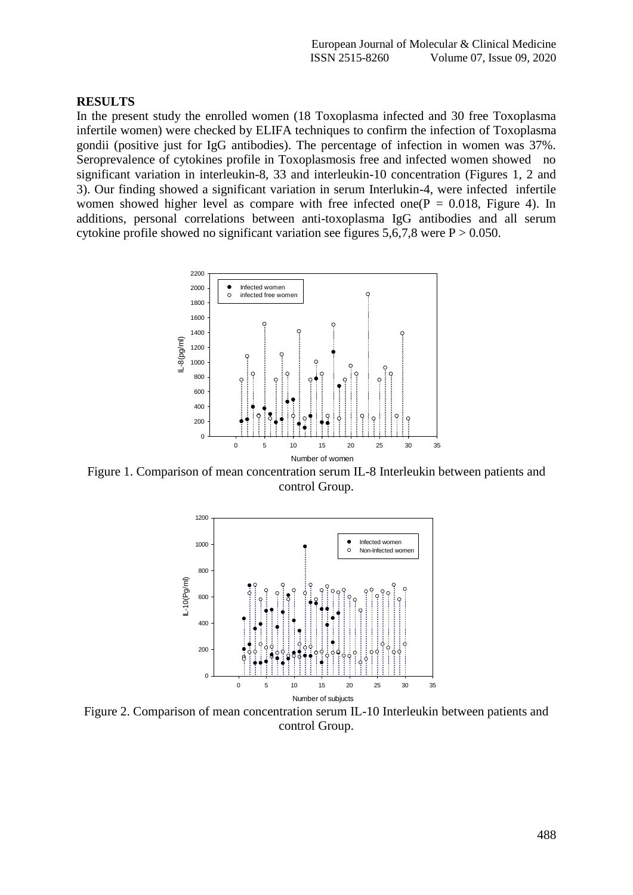## RESULTS

In the present study the enrolled women (18 Toxoplasma infected and 30 free Toxoplasma infertile women) were checked by ELIFA techniques to confirm the infection of Toxoplasma gondii (positive just for IgG antibodies). The percentage of infection in women was 37%. Seroprevalence of cytokines profile in Toxoplasmosis free and infected women showed no significant variation in interleukin-8, 33 and interleukin-10 concentration (Figures 1, 2 and 3). Our finding showed a significant variation in serum Interlukin-4, were infected infertile women showed higher level as compare with free infected one($P = 0.018$, Figure 4). In additions, personal correlations between anti-toxoplasma IgG antibodies and all serum cytokine profile showed no significant variation see figures 5,6,7,8 were $P > 0.050$.

Figure 1. Comparison of mean concentration serum IL-8 Interleukin between patients and control Group.

Figure 2. Comparison of mean concentration serum IL-10 Interleukin between patients and control Group.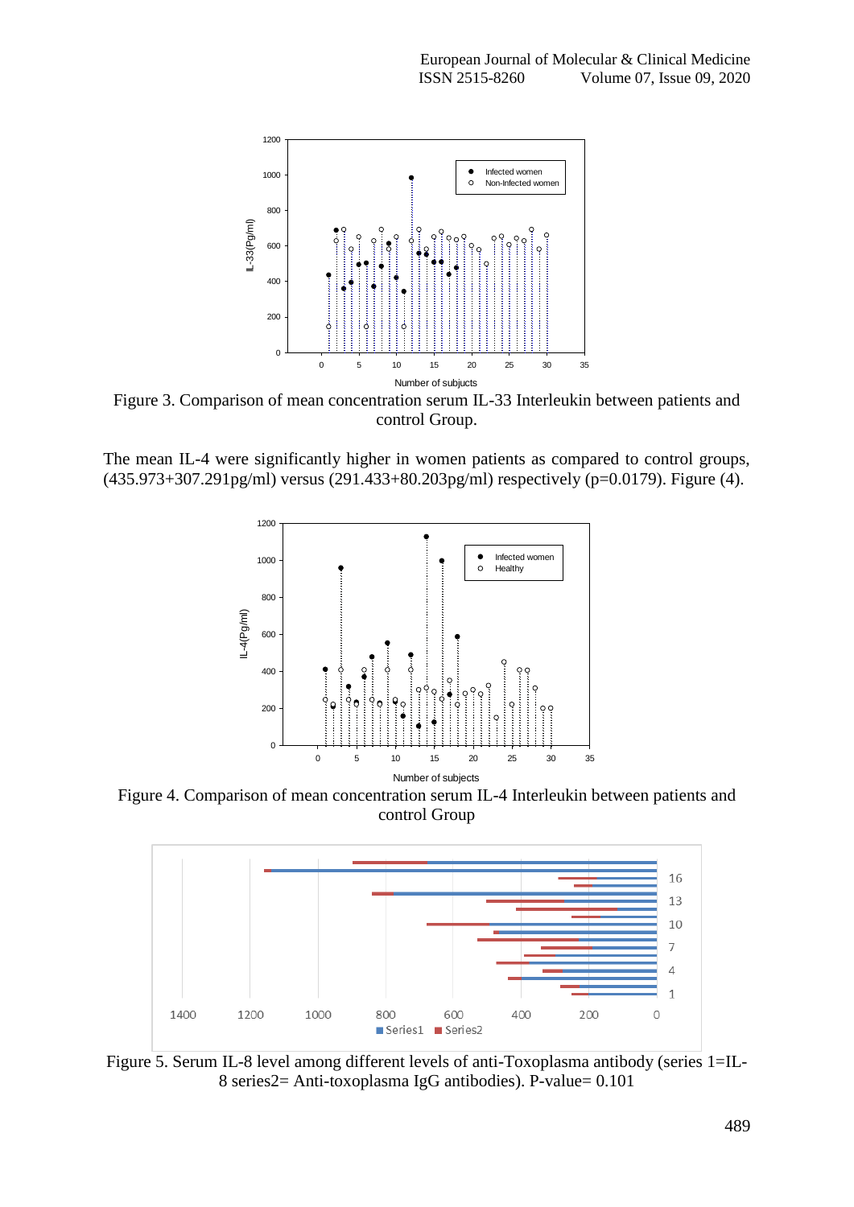Figure 3. Comparison of mean concentration serum IL-33 Interleukin between patients and control Group.

The mean IL-4 were significantly higher in women patients as compared to control groups, (435.973+307.291pg/ml) versus (291.433+80.203pg/ml) respectively (p=0.0179). Figure (4).

Figure 4. Comparison of mean concentration serum IL-4 Interleukin between patients and control Group

Figure 5. Serum IL-8 level among different levels of anti-Toxoplasma antibody (series 1=IL-8 series2= Anti-toxoplasma IgG antibodies). P-value= 0.101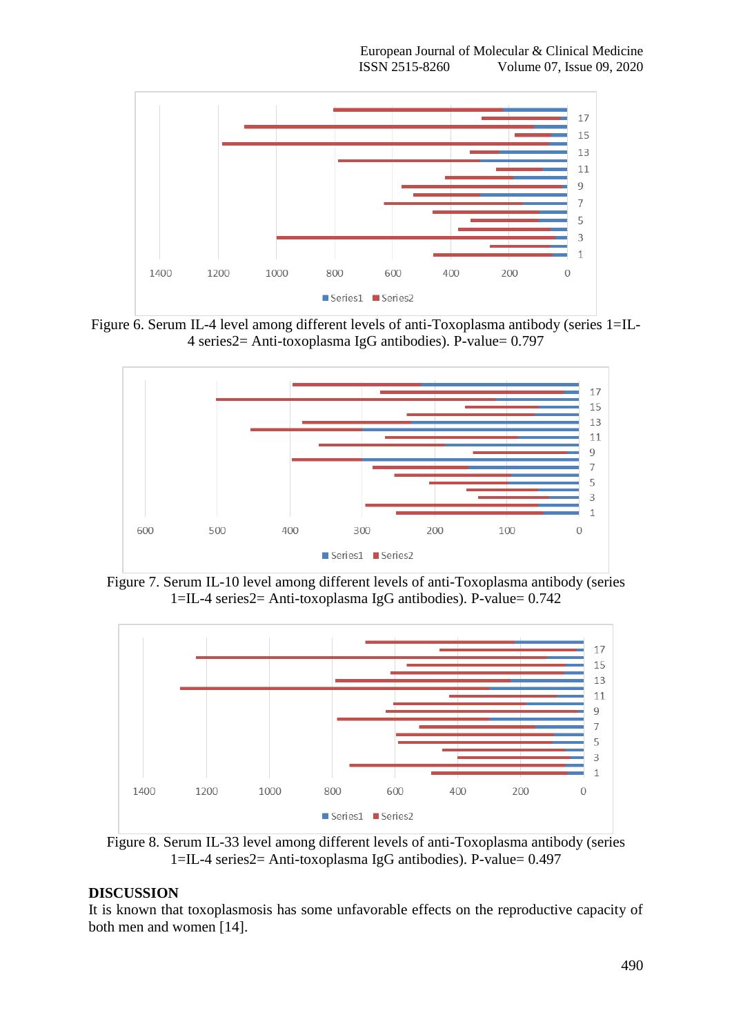Figure 6. Serum IL-4 level among different levels of anti-Toxoplasma antibody (series 1=IL-4 series2= Anti-toxoplasma IgG antibodies). P-value= 0.797

Figure 7. Serum IL-10 level among different levels of anti-Toxoplasma antibody (series 1=IL-4 series2= Anti-toxoplasma IgG antibodies). P-value= 0.742

Figure 8. Serum IL-33 level among different levels of anti-Toxoplasma antibody (series 1=IL-4 series2= Anti-toxoplasma IgG antibodies). P-value= 0.497

## DISCUSSION

It is known that toxoplasmosis has some unfavorable effects on the reproductive capacity of both men and women [14].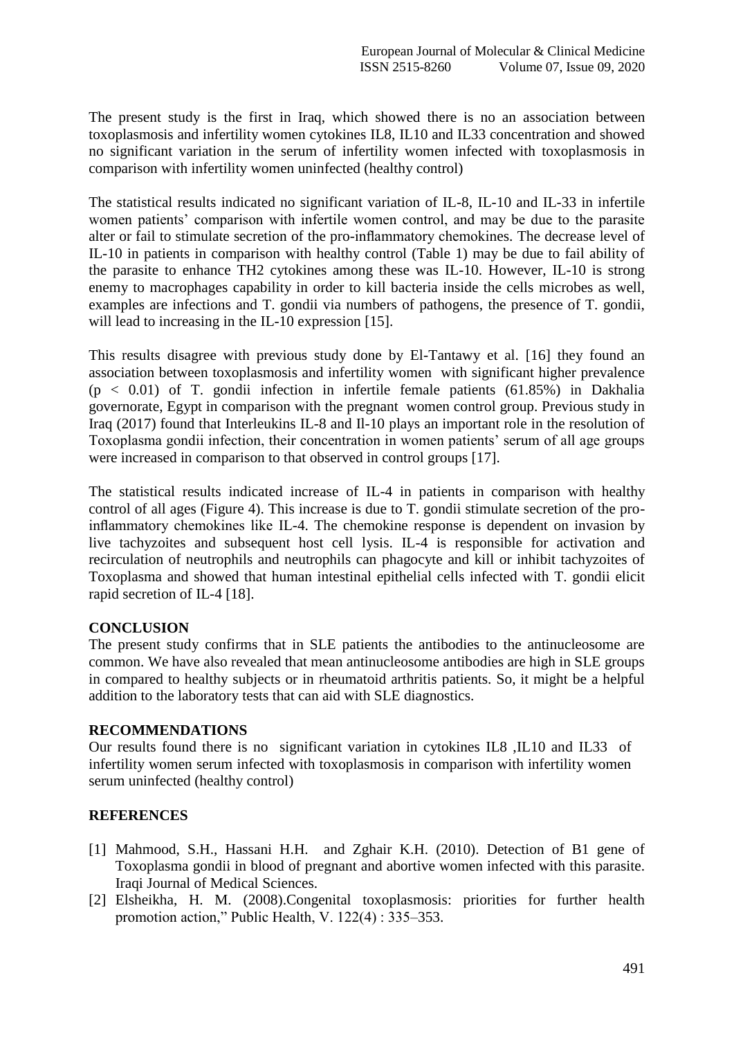The present study is the first in Iraq, which showed there is no an association between toxoplasmosis and infertility women cytokines IL8, IL10 and IL33 concentration and showed no significant variation in the serum of infertility women infected with toxoplasmosis in comparison with infertility women uninfected (healthy control)

The statistical results indicated no significant variation of IL-8, IL-10 and IL-33 in infertile women patients' comparison with infertile women control, and may be due to the parasite alter or fail to stimulate secretion of the pro-inflammatory chemokines. The decrease level of IL-10 in patients in comparison with healthy control (Table 1) may be due to fail ability of the parasite to enhance TH2 cytokines among these was IL-10. However, IL-10 is strong enemy to macrophages capability in order to kill bacteria inside the cells microbes as well, examples are infections and T. gondii via numbers of pathogens, the presence of T. gondii, will lead to increasing in the IL-10 expression [15].

This results disagree with previous study done by El-Tantawy et al. [16] they found an association between toxoplasmosis and infertility women with significant higher prevalence ($p < 0.01$) of T. gondii infection in infertile female patients (61.85%) in Dakhalia governorate, Egypt in comparison with the pregnant women control group. Previous study in Iraq (2017) found that Interleukins IL-8 and Il-10 plays an important role in the resolution of Toxoplasma gondii infection, their concentration in women patients' serum of all age groups were increased in comparison to that observed in control groups [17].

The statistical results indicated increase of IL-4 in patients in comparison with healthy control of all ages (Figure 4). This increase is due to T. gondii stimulate secretion of the pro-inflammatory chemokines like IL-4. The chemokine response is dependent on invasion by live tachyzoites and subsequent host cell lysis. IL-4 is responsible for activation and recirculation of neutrophils and neutrophils can phagocyte and kill or inhibit tachyzoites of Toxoplasma and showed that human intestinal epithelial cells infected with T. gondii elicit rapid secretion of IL-4 [18].

## CONCLUSION

The present study confirms that in SLE patients the antibodies to the antinucleosome are common. We have also revealed that mean antinucleosome antibodies are high in SLE groups in compared to healthy subjects or in rheumatoid arthritis patients. So, it might be a helpful addition to the laboratory tests that can aid with SLE diagnostics.

## RECOMMENDATIONS

Our results found there is no significant variation in cytokines IL8 ,IL10 and IL33 of infertility women serum infected with toxoplasmosis in comparison with infertility women serum uninfected (healthy control)

## REFERENCES

[1] Mahmood, S.H., Hassani H.H. and Zghair K.H. (2010). Detection of B1 gene of Toxoplasma gondii in blood of pregnant and abortive women infected with this parasite. Iraqi Journal of Medical Sciences.

[2] Elsheikha, H. M. (2008).Congenital toxoplasmosis: priorities for further health promotion action," Public Health, V. 122(4) : 335–353.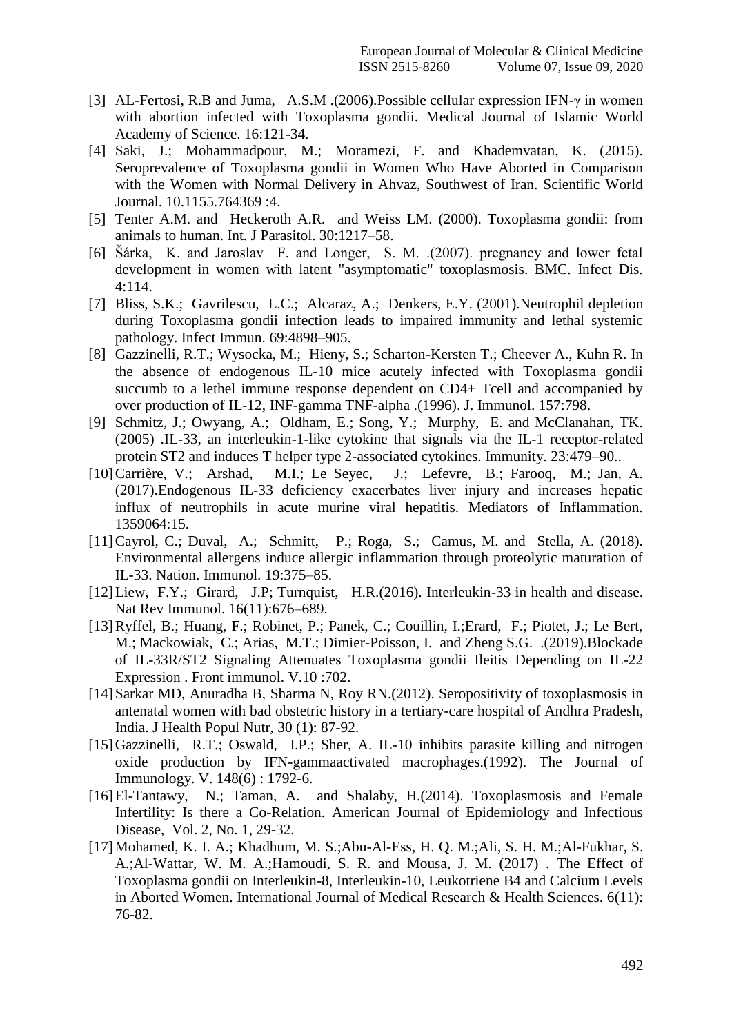[3] AL-Fertosi, R.B and Juma, A.S.M .(2006).Possible cellular expression IFN-γ in women with abortion infected with Toxoplasma gondii. Medical Journal of Islamic World Academy of Science. 16:121-34.

[4] Saki, J.; Mohammadpour, M.; Moramezi, F. and Khademvatan, K. (2015). Seroprevalence of Toxoplasma gondii in Women Who Have Aborted in Comparison with the Women with Normal Delivery in Ahvaz, Southwest of Iran. Scientific World Journal. 10.1155.764369 :4.

[5] Tenter A.M. and Heckeroth A.R. and Weiss LM. (2000). Toxoplasma gondii: from animals to human. Int. J Parasitol. 30:1217–58.

[6] Šárka, K. and Jaroslav F. and Longer, S. M. .(2007). pregnancy and lower fetal development in women with latent "asymptomatic" toxoplasmosis. BMC. Infect Dis. 4:114.

[7] Bliss, S.K.; Gavrilescu, L.C.; Alcaraz, A.; Denkers, E.Y. (2001).Neutrophil depletion during Toxoplasma gondii infection leads to impaired immunity and lethal systemic pathology. Infect Immun. 69:4898–905.

[8] Gazzinelli, R.T.; Wysocka, M.; Hieny, S.; Scharton-Kersten T.; Cheever A., Kuhn R. In the absence of endogenous IL-10 mice acutely infected with Toxoplasma gondii succumb to a lethel immune response dependent on CD4+ Tcell and accompanied by over production of IL-12, INF-gamma TNF-alpha .(1996). J. Immunol. 157:798.

[9] Schmitz, J.; Owyang, A.; Oldham, E.; Song, Y.; Murphy, E. and McClanahan, TK. (2005) .IL-33, an interleukin-1-like cytokine that signals via the IL-1 receptor-related protein ST2 and induces T helper type 2-associated cytokines. Immunity. 23:479–90..

[10] Carrière, V.; Arshad, M.I.; Le Seyec, J.; Lefevre, B.; Farooq, M.; Jan, A. (2017).Endogenous IL-33 deficiency exacerbates liver injury and increases hepatic influx of neutrophils in acute murine viral hepatitis. Mediators of Inflammation. 1359064:15.

[11] Cayrol, C.; Duval, A.; Schmitt, P.; Roga, S.; Camus, M. and Stella, A. (2018). Environmental allergens induce allergic inflammation through proteolytic maturation of IL-33. Nation. Immunol. 19:375–85.

[12] Liew, F.Y.; Girard, J.P; Turnquist, H.R.(2016). Interleukin-33 in health and disease. Nat Rev Immunol. 16(11):676–689.

[13] Ryffel, B.; Huang, F.; Robinet, P.; Panek, C.; Couillin, I.;Erard, F.; Piotet, J.; Le Bert, M.; Mackowiak, C.; Arias, M.T.; Dimier-Poisson, I. and Zheng S.G. .(2019).Blockade of IL-33R/ST2 Signaling Attenuates Toxoplasma gondii Ileitis Depending on IL-22 Expression . Front immunol. V.10 :702.

[14] Sarkar MD, Anuradha B, Sharma N, Roy RN.(2012). Seropositivity of toxoplasmosis in antenatal women with bad obstetric history in a tertiary-care hospital of Andhra Pradesh, India. J Health Popul Nutr, 30 (1): 87-92.

[15] Gazzinelli, R.T.; Oswald, I.P.; Sher, A. IL-10 inhibits parasite killing and nitrogen oxide production by IFN-gammaactivated macrophages.(1992). The Journal of Immunology. V. 148(6) : 1792-6.

[16] El-Tantawy, N.; Taman, A. and Shalaby, H.(2014). Toxoplasmosis and Female Infertility: Is there a Co-Relation. American Journal of Epidemiology and Infectious Disease, Vol. 2, No. 1, 29-32.

[17] Mohamed, K. I. A.; Khadhum, M. S.;Abu-Al-Ess, H. Q. M.;Ali, S. H. M.;Al-Fukhar, S. A.;Al-Wattar, W. M. A.;Hamoudi, S. R. and Mousa, J. M. (2017) . The Effect of Toxoplasma gondii on Interleukin-8, Interleukin-10, Leukotriene B4 and Calcium Levels in Aborted Women. International Journal of Medical Research & Health Sciences. 6(11): 76-82.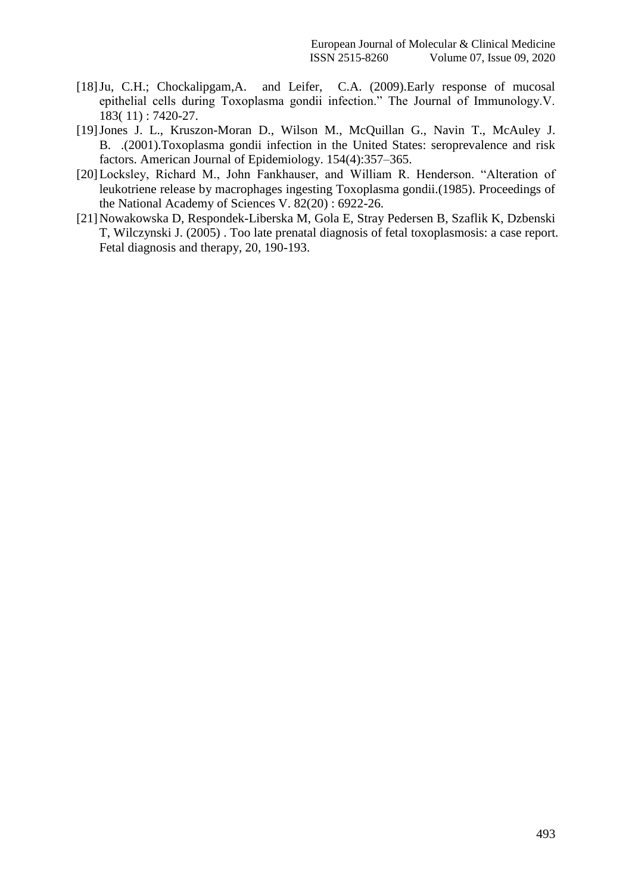[18] Ju, C.H.; Chockalipgam,A. and Leifer, C.A. (2009).Early response of mucosal epithelial cells during Toxoplasma gondii infection." The Journal of Immunology.V. 183( 11) : 7420-27.

[19] Jones J. L., Kruszon-Moran D., Wilson M., McQuillan G., Navin T., McAuley J. B. .(2001).Toxoplasma gondii infection in the United States: seroprevalence and risk factors. American Journal of Epidemiology. 154(4):357–365.

[20] Locksley, Richard M., John Fankhauser, and William R. Henderson. "Alteration of leukotriene release by macrophages ingesting Toxoplasma gondii.(1985). Proceedings of the National Academy of Sciences V. 82(20) : 6922-26.

[21] Nowakowska D, Respondek-Liberska M, Gola E, Stray Pedersen B, Szaflik K, Dzbenski T, Wilczynski J. (2005) . Too late prenatal diagnosis of fetal toxoplasmosis: a case report. Fetal diagnosis and therapy, 20, 190-193.